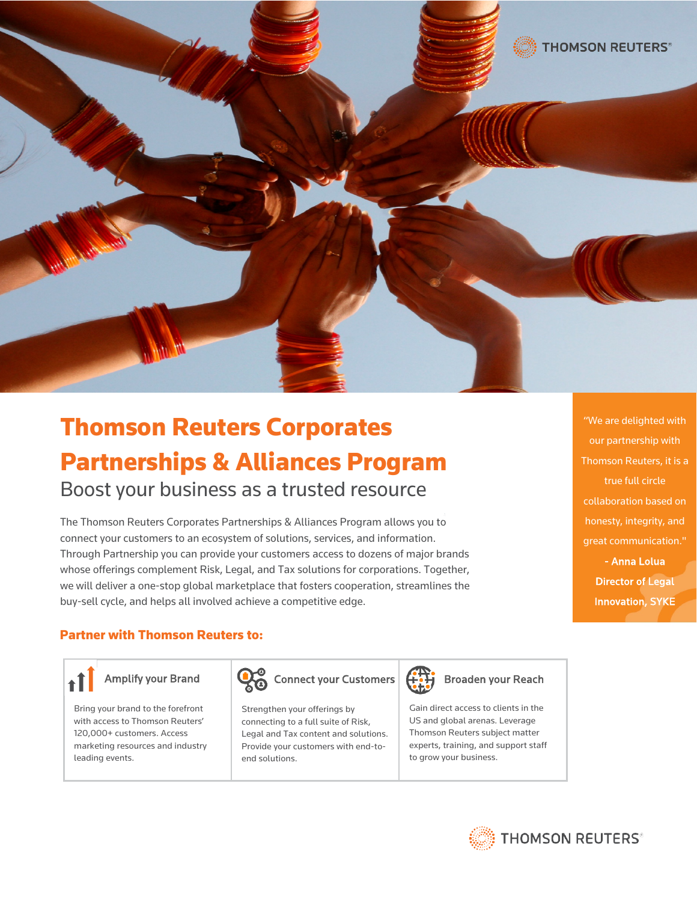# Thomson Reuters Corporates Partnerships & Alliances Program

## Boost your business as a trusted resource

The Thomson Reuters Corporates Partnerships & Alliances Program allows you to connect your customers to an ecosystem of solutions, services, and information. Through Partnership you can provide your customers access to dozens of major brands whose offerings complement Risk, Legal, and Tax solutions for corporations. Together, we will deliver a one-stop global marketplace that fosters cooperation, streamlines the buy-sell cycle, and helps all involved achieve a competitive edge.

"We are delighted with our partnership with Thomson Reuters, it is a true full circle collaboration based on honesty, integrity, and great communication."

**- Anna Lolua**
**Director of Legal Innovation, SYKE**

### Partner with Thomson Reuters to:

#### Amplify your Brand

Bring your brand to the forefront with access to Thomson Reuters' 120,000+ customers. Access marketing resources and industry leading events.

#### Connect your Customers

Strengthen your offerings by connecting to a full suite of Risk, Legal and Tax content and solutions. Provide your customers with end-to-end solutions.

#### Broaden your Reach

Gain direct access to clients in the US and global arenas. Leverage Thomson Reuters subject matter experts, training, and support staff to grow your business.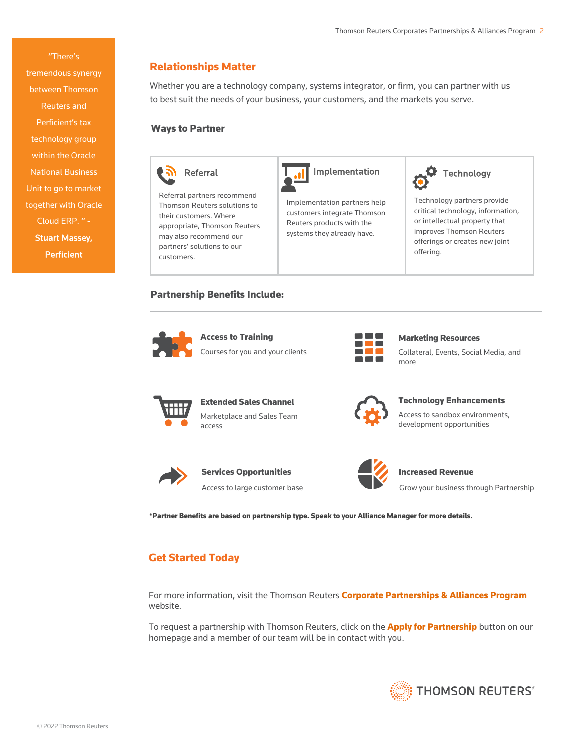"There's tremendous synergy between Thomson Reuters and Perficient's tax technology group within the Oracle National Business Unit to go to market together with Oracle Cloud ERP. " - **Stuart Massey, Perficient**

## Relationships Matter

Whether you are a technology company, systems integrator, or firm, you can partner with us to best suit the needs of your business, your customers, and the markets you serve.

### Ways to Partner

| Referral | Implementation | Technology |
| --- | --- | --- |
| Referral partners recommend Thomson Reuters solutions to their customers. Where appropriate, Thomson Reuters may also recommend our partners' solutions to our customers. | Implementation partners help customers integrate Thomson Reuters products with the systems they already have. | Technology partners provide critical technology, information, or intellectual property that improves Thomson Reuters offerings or creates new joint offering. |

### Partnership Benefits Include:

**Access to Training**
Courses for you and your clients

**Marketing Resources**
Collateral, Events, Social Media, and more

**Extended Sales Channel**
Marketplace and Sales Team access

**Technology Enhancements**
Access to sandbox environments, development opportunities

**Services Opportunities**
Access to large customer base

**Increased Revenue**
Grow your business through Partnership

**\*Partner Benefits are based on partnership type. Speak to your Alliance Manager for more details.**

## Get Started Today

For more information, visit the Thomson Reuters **Corporate Partnerships & Alliances Program** website.

To request a partnership with Thomson Reuters, click on the **Apply for Partnership** button on our homepage and a member of our team will be in contact with you.

THOMSON REUTERS®

© 2022 Thomson Reuters